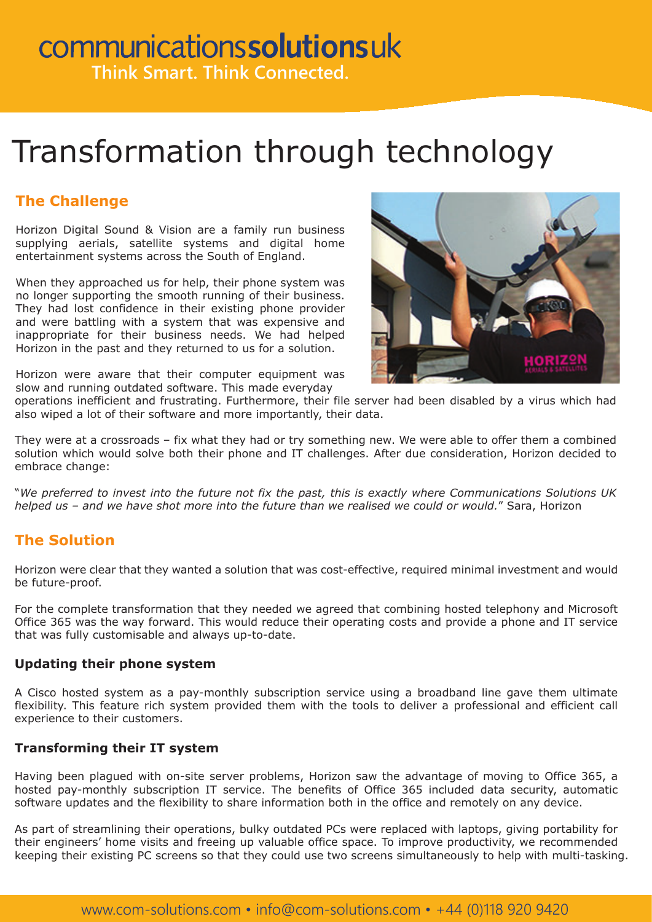communicationssolutionsuk

Think Smart. Think Connected.

# Transformation through technology

## The Challenge

Horizon Digital Sound & Vision are a family run business supplying aerials, satellite systems and digital home entertainment systems across the South of England.

When they approached us for help, their phone system was no longer supporting the smooth running of their business. They had lost confidence in their existing phone provider and were battling with a system that was expensive and inappropriate for their business needs. We had helped Horizon in the past and they returned to us for a solution.

Horizon were aware that their computer equipment was slow and running outdated software. This made everyday operations inefficient and frustrating. Furthermore, their file server had been disabled by a virus which had also wiped a lot of their software and more importantly, their data.

They were at a crossroads – fix what they had or try something new. We were able to offer them a combined solution which would solve both their phone and IT challenges. After due consideration, Horizon decided to embrace change:

"*We preferred to invest into the future not fix the past, this is exactly where Communications Solutions UK helped us – and we have shot more into the future than we realised we could or would.*" Sara, Horizon

## The Solution

Horizon were clear that they wanted a solution that was cost-effective, required minimal investment and would be future-proof.

For the complete transformation that they needed we agreed that combining hosted telephony and Microsoft Office 365 was the way forward. This would reduce their operating costs and provide a phone and IT service that was fully customisable and always up-to-date.

### Updating their phone system

A Cisco hosted system as a pay-monthly subscription service using a broadband line gave them ultimate flexibility. This feature rich system provided them with the tools to deliver a professional and efficient call experience to their customers.

### Transforming their IT system

Having been plagued with on-site server problems, Horizon saw the advantage of moving to Office 365, a hosted pay-monthly subscription IT service. The benefits of Office 365 included data security, automatic software updates and the flexibility to share information both in the office and remotely on any device.

As part of streamlining their operations, bulky outdated PCs were replaced with laptops, giving portability for their engineers' home visits and freeing up valuable office space. To improve productivity, we recommended keeping their existing PC screens so that they could use two screens simultaneously to help with multi-tasking.

www.com-solutions.com • info@com-solutions.com • +44 (0)118 920 9420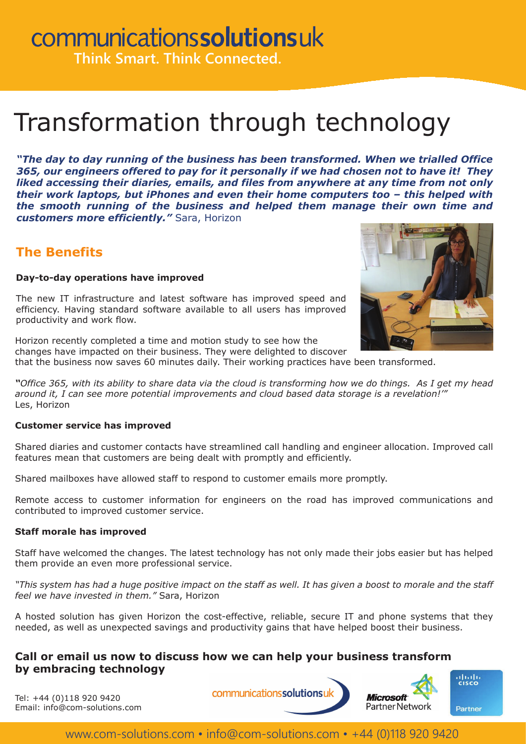communicationssolutionsuk

Think Smart. Think Connected.

# Transformation through technology

***"The day to day running of the business has been transformed. When we trialled Office 365, our engineers offered to pay for it personally if we had chosen not to have it! They liked accessing their diaries, emails, and files from anywhere at any time from not only their work laptops, but iPhones and even their home computers too – this helped with the smooth running of the business and helped them manage their own time and customers more efficiently."*** Sara, Horizon

## The Benefits

**Day-to-day operations have improved**

The new IT infrastructure and latest software has improved speed and efficiency. Having standard software available to all users has improved productivity and work flow.

Horizon recently completed a time and motion study to see how the changes have impacted on their business. They were delighted to discover that the business now saves 60 minutes daily. Their working practices have been transformed.

*"Office 365, with its ability to share data via the cloud is transforming how we do things. As I get my head around it, I can see more potential improvements and cloud based data storage is a revelation!'"*
Les, Horizon

**Customer service has improved**

Shared diaries and customer contacts have streamlined call handling and engineer allocation. Improved call features mean that customers are being dealt with promptly and efficiently.

Shared mailboxes have allowed staff to respond to customer emails more promptly.

Remote access to customer information for engineers on the road has improved communications and contributed to improved customer service.

**Staff morale has improved**

Staff have welcomed the changes. The latest technology has not only made their jobs easier but has helped them provide an even more professional service.

*"This system has had a huge positive impact on the staff as well. It has given a boost to morale and the staff feel we have invested in them."* Sara, Horizon

A hosted solution has given Horizon the cost-effective, reliable, secure IT and phone systems that they needed, as well as unexpected savings and productivity gains that have helped boost their business.

**Call or email us now to discuss how we can help your business transform by embracing technology**

Tel: +44 (0)118 920 9420
Email: info@com-solutions.com

communicationssolutionsuk

Microsoft Partner Network

Cisco Partner

www.com-solutions.com • info@com-solutions.com • +44 (0)118 920 9420